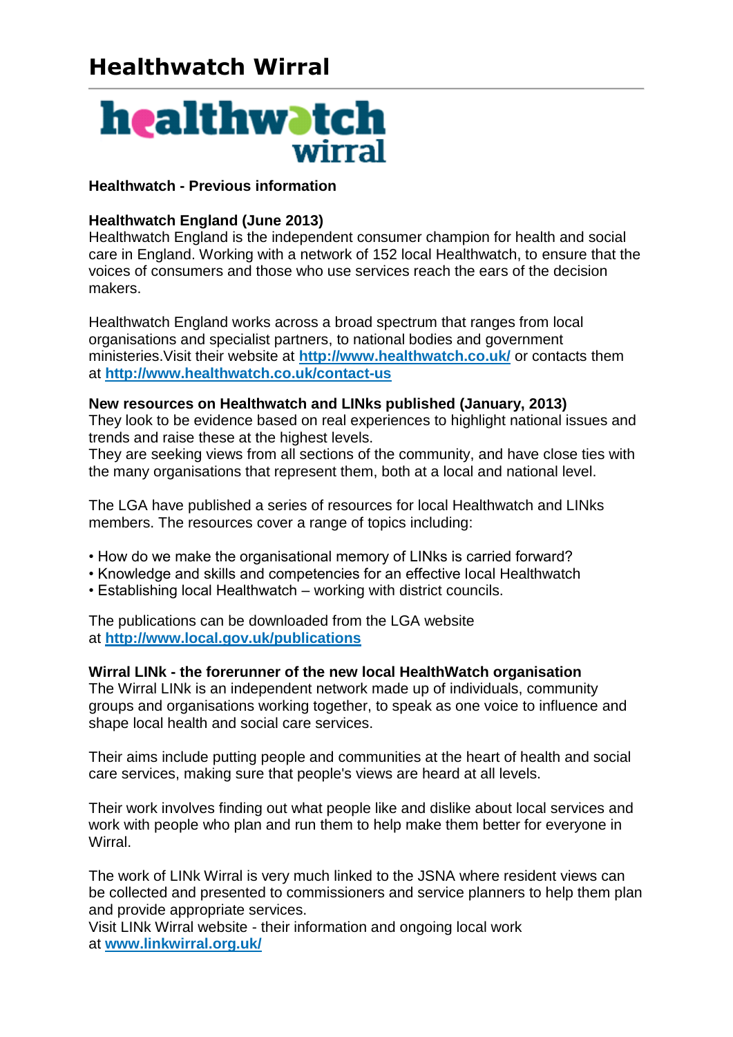# Healthwatch Wirral

**Healthwatch - Previous information**

**Healthwatch England (June 2013)**
Healthwatch England is the independent consumer champion for health and social care in England. Working with a network of 152 local Healthwatch, to ensure that the voices of consumers and those who use services reach the ears of the decision makers.

Healthwatch England works across a broad spectrum that ranges from local organisations and specialist partners, to national bodies and government ministeries.Visit their website at **http://www.healthwatch.co.uk/** or contacts them at **http://www.healthwatch.co.uk/contact-us**

**New resources on Healthwatch and LINks published (January, 2013)**
They look to be evidence based on real experiences to highlight national issues and trends and raise these at the highest levels.
They are seeking views from all sections of the community, and have close ties with the many organisations that represent them, both at a local and national level.

The LGA have published a series of resources for local Healthwatch and LINks members. The resources cover a range of topics including:

- How do we make the organisational memory of LINks is carried forward?
- Knowledge and skills and competencies for an effective local Healthwatch
- Establishing local Healthwatch – working with district councils.

The publications can be downloaded from the LGA website at **http://www.local.gov.uk/publications**

**Wirral LINk - the forerunner of the new local HealthWatch organisation**
The Wirral LINk is an independent network made up of individuals, community groups and organisations working together, to speak as one voice to influence and shape local health and social care services.

Their aims include putting people and communities at the heart of health and social care services, making sure that people's views are heard at all levels.

Their work involves finding out what people like and dislike about local services and work with people who plan and run them to help make them better for everyone in Wirral.

The work of LINk Wirral is very much linked to the JSNA where resident views can be collected and presented to commissioners and service planners to help them plan and provide appropriate services.
Visit LINk Wirral website - their information and ongoing local work at **www.linkwirral.org.uk/**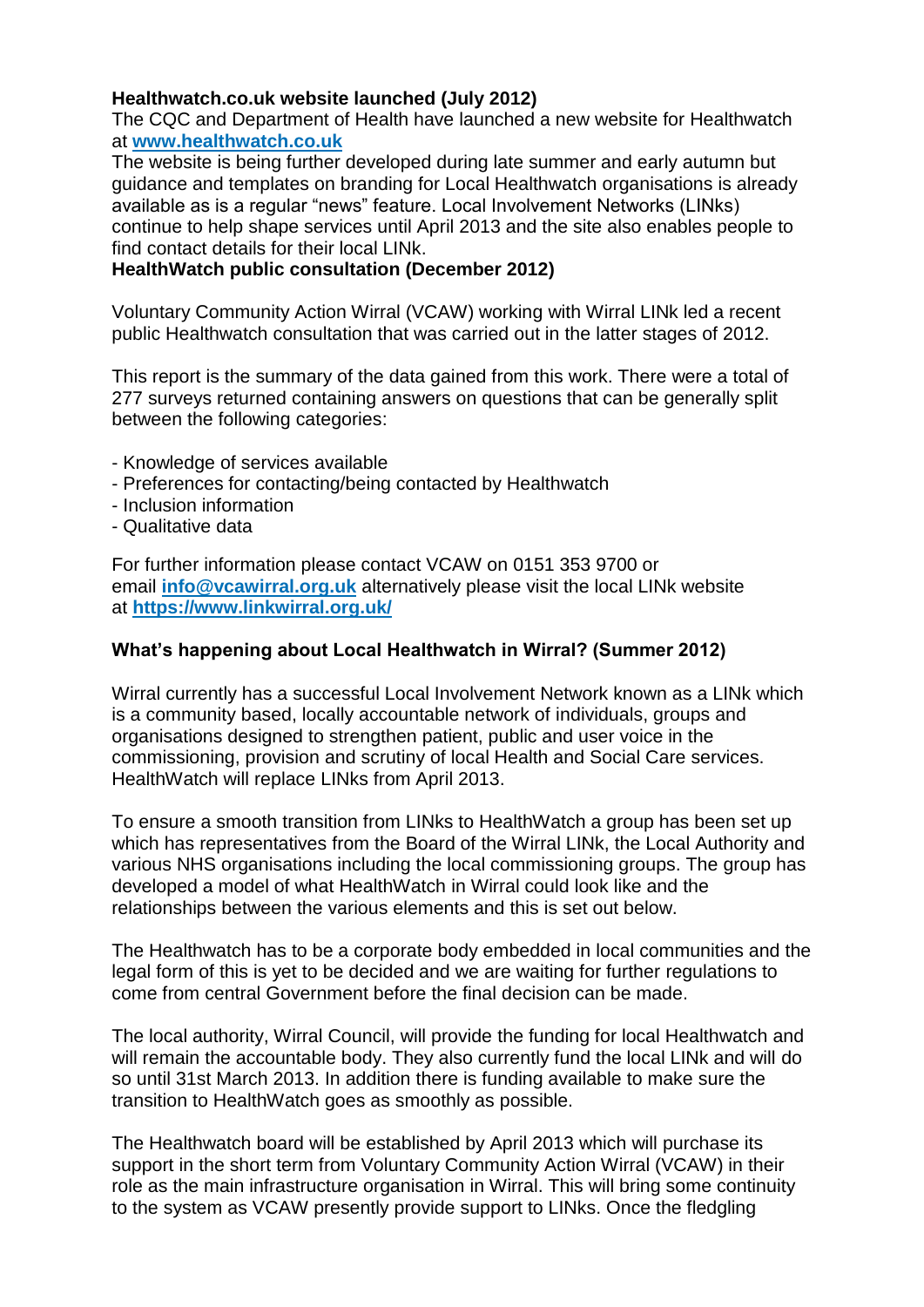**Healthwatch.co.uk website launched (July 2012)**

The CQC and Department of Health have launched a new website for Healthwatch at **www.healthwatch.co.uk**

The website is being further developed during late summer and early autumn but guidance and templates on branding for Local Healthwatch organisations is already available as is a regular "news" feature. Local Involvement Networks (LINks) continue to help shape services until April 2013 and the site also enables people to find contact details for their local LINk.

**HealthWatch public consultation (December 2012)**

Voluntary Community Action Wirral (VCAW) working with Wirral LINk led a recent public Healthwatch consultation that was carried out in the latter stages of 2012.

This report is the summary of the data gained from this work. There were a total of 277 surveys returned containing answers on questions that can be generally split between the following categories:

- Knowledge of services available
- Preferences for contacting/being contacted by Healthwatch
- Inclusion information
- Qualitative data

For further information please contact VCAW on 0151 353 9700 or email **info@vcawirral.org.uk** alternatively please visit the local LINk website at **https://www.linkwirral.org.uk/**

**What's happening about Local Healthwatch in Wirral? (Summer 2012)**

Wirral currently has a successful Local Involvement Network known as a LINk which is a community based, locally accountable network of individuals, groups and organisations designed to strengthen patient, public and user voice in the commissioning, provision and scrutiny of local Health and Social Care services. HealthWatch will replace LINks from April 2013.

To ensure a smooth transition from LINks to HealthWatch a group has been set up which has representatives from the Board of the Wirral LINk, the Local Authority and various NHS organisations including the local commissioning groups. The group has developed a model of what HealthWatch in Wirral could look like and the relationships between the various elements and this is set out below.

The Healthwatch has to be a corporate body embedded in local communities and the legal form of this is yet to be decided and we are waiting for further regulations to come from central Government before the final decision can be made.

The local authority, Wirral Council, will provide the funding for local Healthwatch and will remain the accountable body. They also currently fund the local LINk and will do so until 31st March 2013. In addition there is funding available to make sure the transition to HealthWatch goes as smoothly as possible.

The Healthwatch board will be established by April 2013 which will purchase its support in the short term from Voluntary Community Action Wirral (VCAW) in their role as the main infrastructure organisation in Wirral. This will bring some continuity to the system as VCAW presently provide support to LINks. Once the fledgling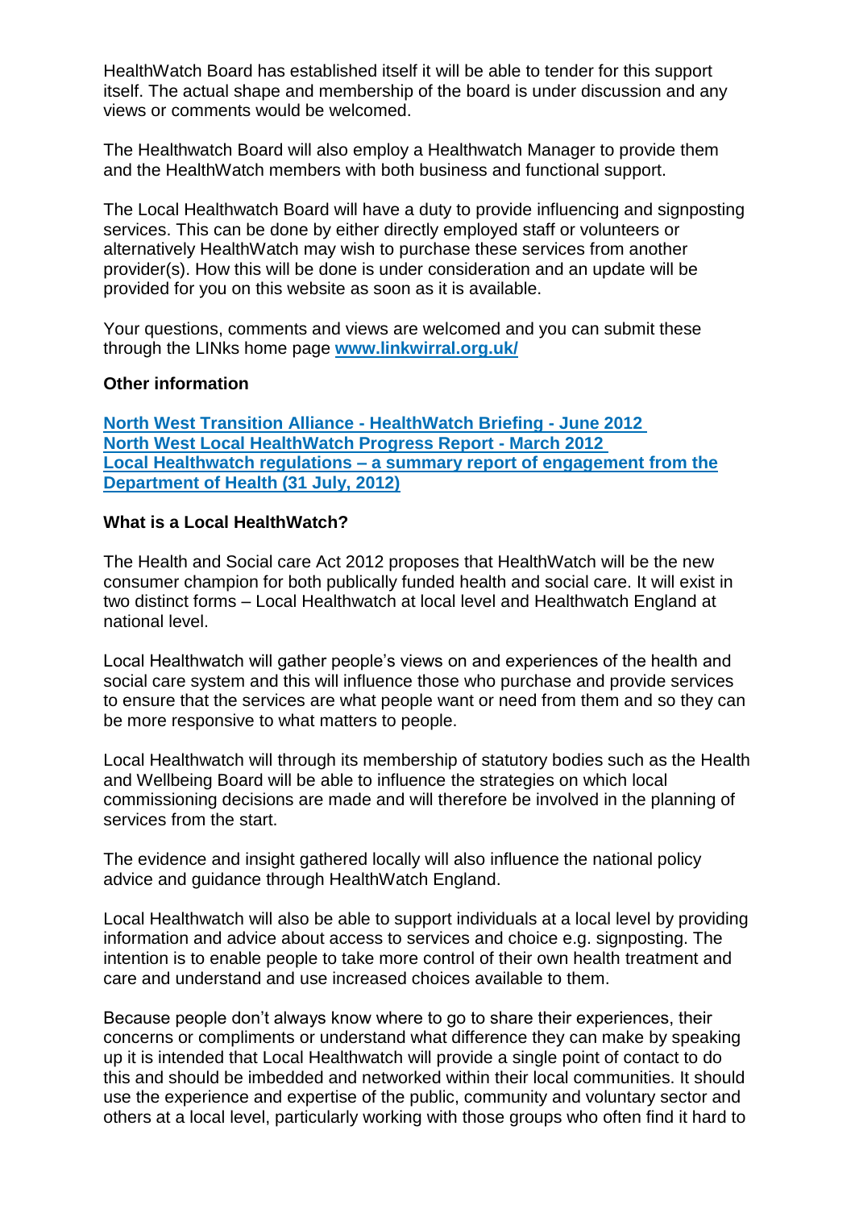HealthWatch Board has established itself it will be able to tender for this support itself. The actual shape and membership of the board is under discussion and any views or comments would be welcomed.

The Healthwatch Board will also employ a Healthwatch Manager to provide them and the HealthWatch members with both business and functional support.

The Local Healthwatch Board will have a duty to provide influencing and signposting services. This can be done by either directly employed staff or volunteers or alternatively HealthWatch may wish to purchase these services from another provider(s). How this will be done is under consideration and an update will be provided for you on this website as soon as it is available.

Your questions, comments and views are welcomed and you can submit these through the LINks home page **www.linkwirral.org.uk/**

**Other information**

**North West Transition Alliance - HealthWatch Briefing - June 2012**
**North West Local HealthWatch Progress Report - March 2012**
**Local Healthwatch regulations – a summary report of engagement from the Department of Health (31 July, 2012)**

**What is a Local HealthWatch?**

The Health and Social care Act 2012 proposes that HealthWatch will be the new consumer champion for both publically funded health and social care. It will exist in two distinct forms – Local Healthwatch at local level and Healthwatch England at national level.

Local Healthwatch will gather people's views on and experiences of the health and social care system and this will influence those who purchase and provide services to ensure that the services are what people want or need from them and so they can be more responsive to what matters to people.

Local Healthwatch will through its membership of statutory bodies such as the Health and Wellbeing Board will be able to influence the strategies on which local commissioning decisions are made and will therefore be involved in the planning of services from the start.

The evidence and insight gathered locally will also influence the national policy advice and guidance through HealthWatch England.

Local Healthwatch will also be able to support individuals at a local level by providing information and advice about access to services and choice e.g. signposting. The intention is to enable people to take more control of their own health treatment and care and understand and use increased choices available to them.

Because people don't always know where to go to share their experiences, their concerns or compliments or understand what difference they can make by speaking up it is intended that Local Healthwatch will provide a single point of contact to do this and should be imbedded and networked within their local communities. It should use the experience and expertise of the public, community and voluntary sector and others at a local level, particularly working with those groups who often find it hard to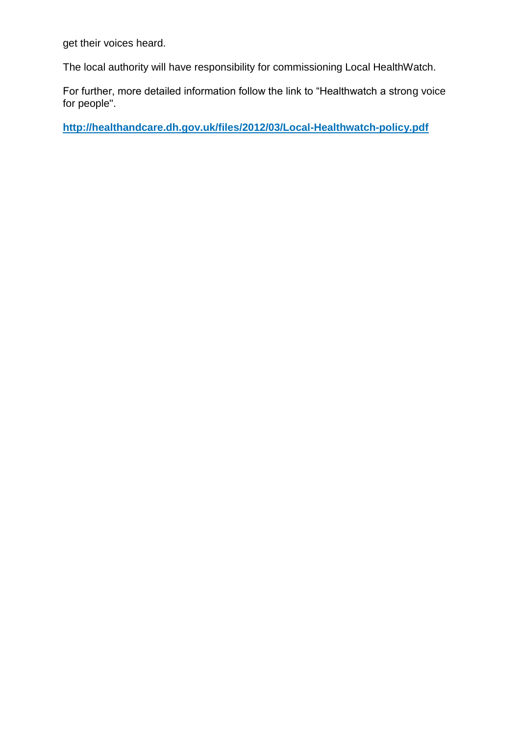get their voices heard.

The local authority will have responsibility for commissioning Local HealthWatch.

For further, more detailed information follow the link to “Healthwatch a strong voice for people".

**http://healthandcare.dh.gov.uk/files/2012/03/Local-Healthwatch-policy.pdf**